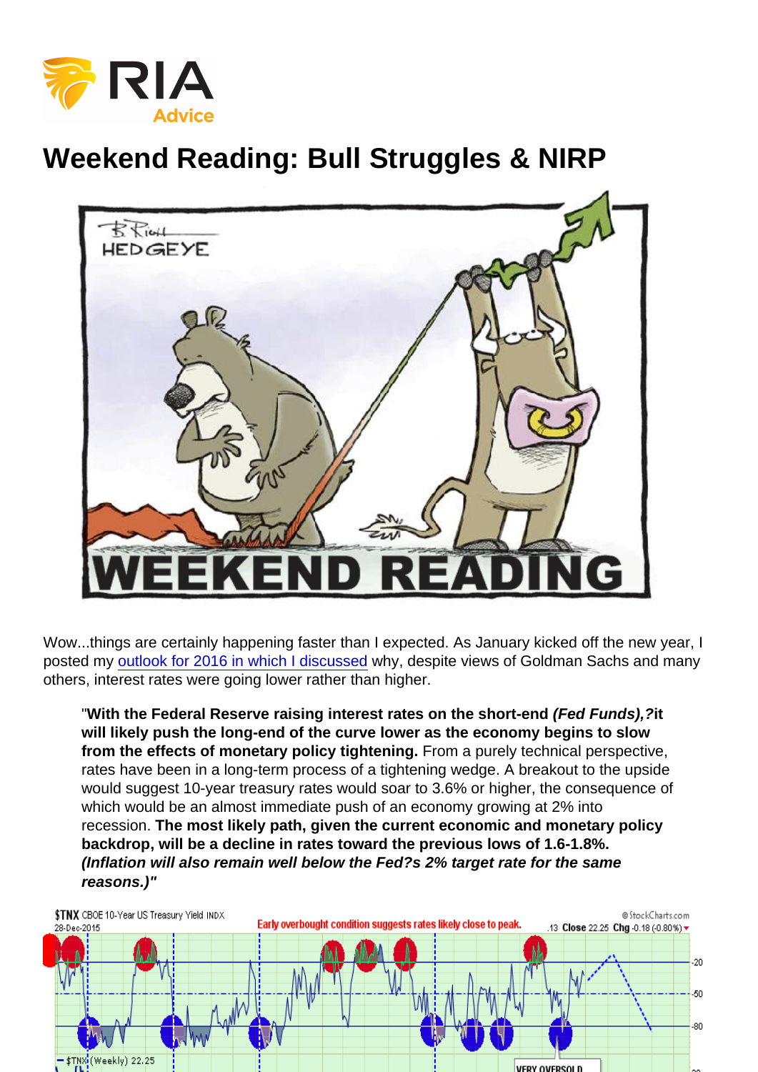# Weekend Reading: Bull Struggles & NIRP

Wow...things are certainly happening faster than I expected. As January kicked off the new year, I posted my outlook for 2016 in which I discussed why, despite views of Goldman Sachs and many others, interest rates were going lower rather than higher.

> "**With the Federal Reserve raising interest rates on the short-end *(Fed Funds),?*it will likely push the long-end of the curve lower as the economy begins to slow from the effects of monetary policy tightening.** From a purely technical perspective, rates have been in a long-term process of a tightening wedge. A breakout to the upside would suggest 10-year treasury rates would soar to 3.6% or higher, the consequence of which would be an almost immediate push of an economy growing at 2% into recession. **The most likely path, given the current economic and monetary policy backdrop, will be a decline in rates toward the previous lows of 1.6-1.8%. *(Inflation will also remain well below the Fed?s 2% target rate for the same reasons.)"***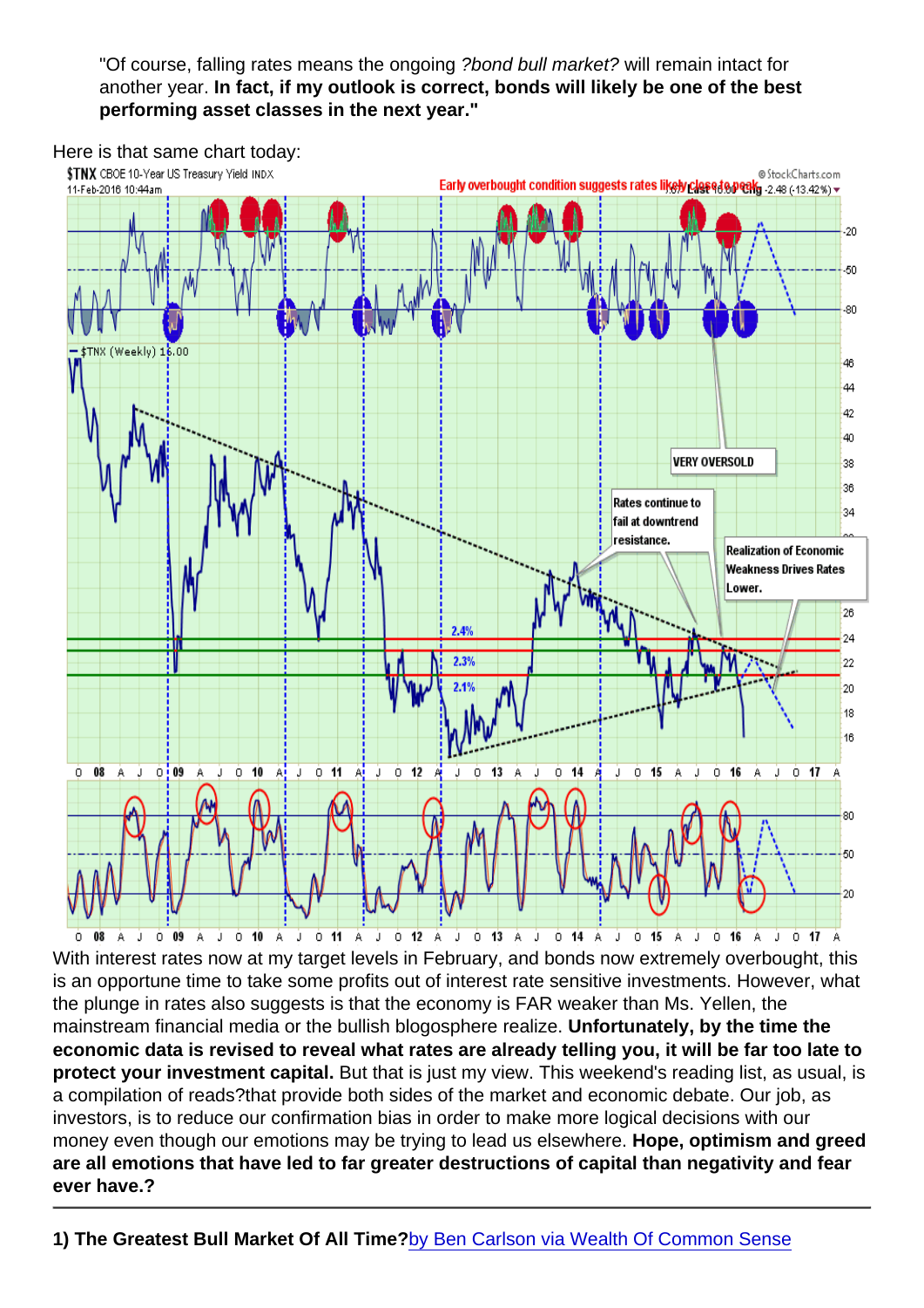"Of course, falling rates means the ongoing *?bond bull market?* will remain intact for another year. **In fact, if my outlook is correct, bonds will likely be one of the best performing asset classes in the next year."**

Here is that same chart today:

With interest rates now at my target levels in February, and bonds now extremely overbought, this is an opportune time to take some profits out of interest rate sensitive investments. However, what the plunge in rates also suggests is that the economy is FAR weaker than Ms. Yellen, the mainstream financial media or the bullish blogosphere realize. **Unfortunately, by the time the economic data is revised to reveal what rates are already telling you, it will be far too late to protect your investment capital.** But that is just my view. This weekend's reading list, as usual, is a compilation of reads?that provide both sides of the market and economic debate. Our job, as investors, is to reduce our confirmation bias in order to make more logical decisions with our money even though our emotions may be trying to lead us elsewhere. **Hope, optimism and greed are all emotions that have led to far greater destructions of capital than negativity and fear ever have.?**

---

**1) The Greatest Bull Market Of All Time?**by Ben Carlson via Wealth Of Common Sense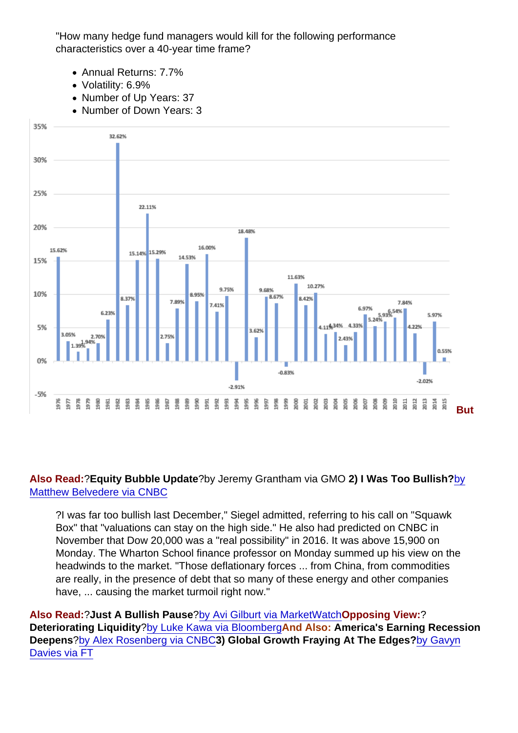"How many hedge fund managers would kill for the following performance characteristics over a 40-year time frame?

- Annual Returns: 7.7%
- Volatility: 6.9%
- Number of Up Years: 37
- Number of Down Years: 3

But

**Also Read:** ?**Equity Bubble Update**?by Jeremy Grantham via GMO **2) I Was Too Bullish?**by Matthew Belvedere via CNBC

> ?I was far too bullish last December," Siegel admitted, referring to his call on "Squawk Box" that "valuations can stay on the high side." He also had predicted on CNBC in November that Dow 20,000 was a "real possibility" in 2016. It was above 15,900 on Monday. The Wharton School finance professor on Monday summed up his view on the headwinds to the market. "Those deflationary forces ... from China, from commodities are really, in the presence of debt that so many of these energy and other companies have, ... causing the market turmoil right now."

**Also Read:** ?**Just A Bullish Pause**?by Avi Gilburt via MarketWatch**Opposing View:** ?**Deteriorating Liquidity**?by Luke Kawa via Bloomberg**And Also:** **America's Earning Recession Deepens**?by Alex Rosenberg via CNBC**3) Global Growth Fraying At The Edges?**by Gavyn Davies via FT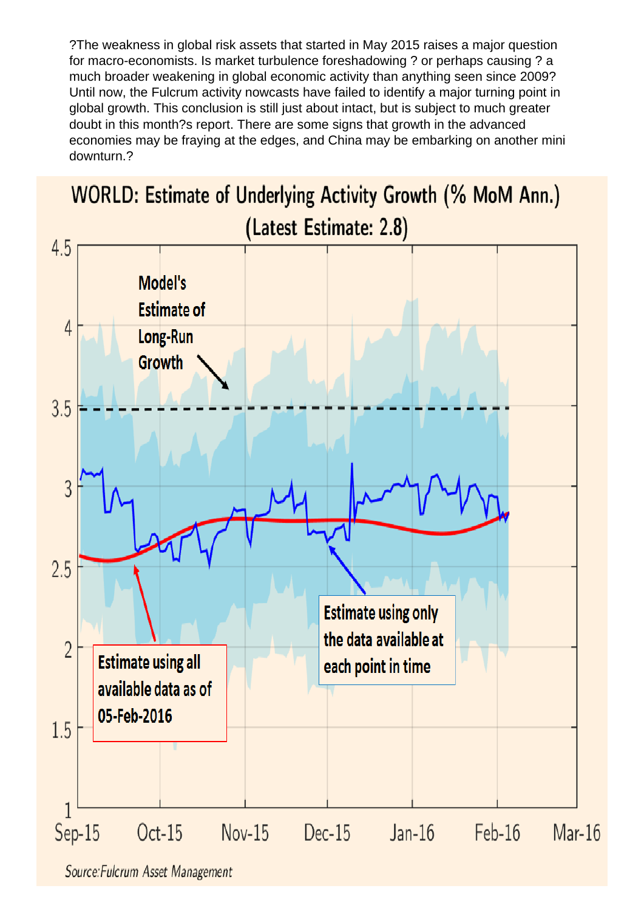?The weakness in global risk assets that started in May 2015 raises a major question for macro-economists. Is market turbulence foreshadowing ? or perhaps causing ? a much broader weakening in global economic activity than anything seen since 2009? Until now, the Fulcrum activity nowcasts have failed to identify a major turning point in global growth. This conclusion is still just about intact, but is subject to much greater doubt in this month?s report. There are some signs that growth in the advanced economies may be fraying at the edges, and China may be embarking on another mini downturn.?

**WORLD: Estimate of Underlying Activity Growth (% MoM Ann.)**
**(Latest Estimate: 2.8)**

Model's Estimate of Long-Run Growth

Estimate using all available data as of 05-Feb-2016

Estimate using only the data available at each point in time

Sep-15 | Oct-15 | Nov-15 | Dec-15 | Jan-16 | Feb-16 | Mar-16

Source:Fulcrum Asset Management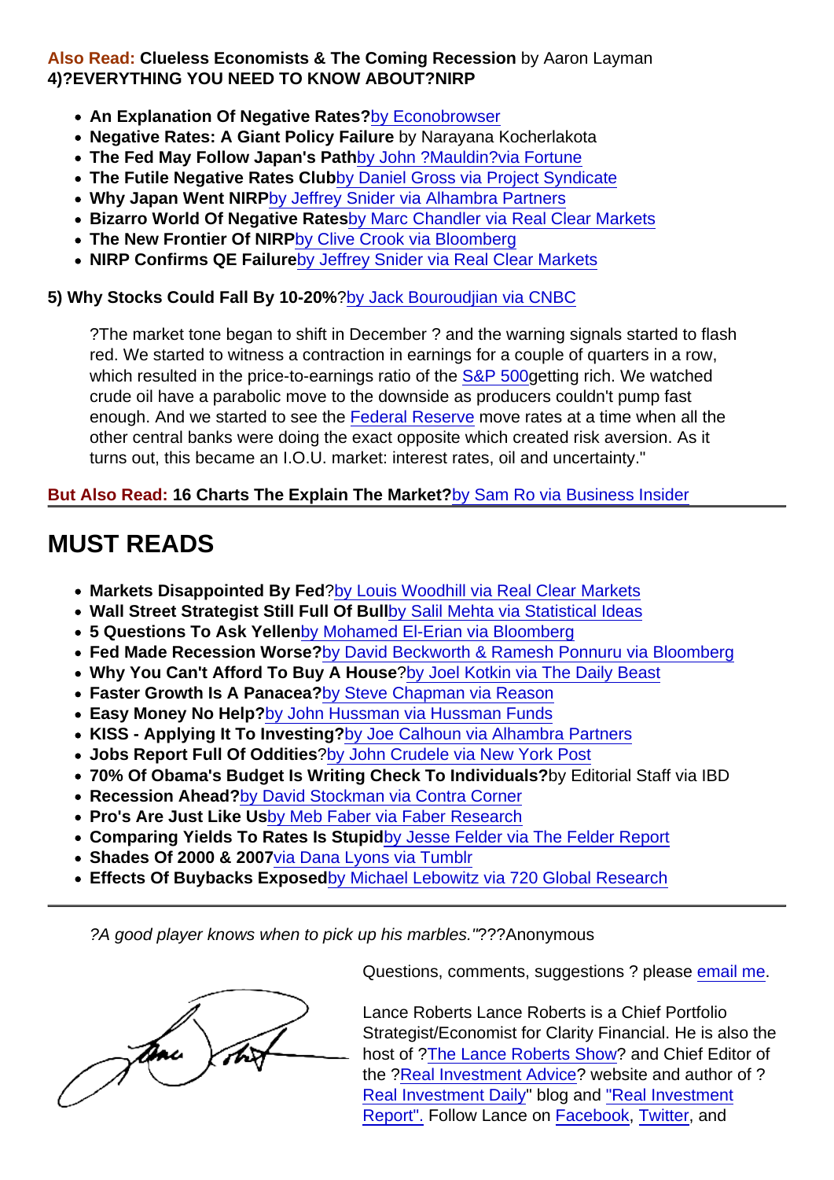**Also Read:** **Clueless Economists & The Coming Recession** by Aaron Layman
**4)?EVERYTHING YOU NEED TO KNOW ABOUT?NIRP**

- **An Explanation Of Negative Rates?**by Econobrowser
- **Negative Rates: A Giant Policy Failure** by Narayana Kocherlakota
- **The Fed May Follow Japan's Path**by John ?Mauldin?via Fortune
- **The Futile Negative Rates Club**by Daniel Gross via Project Syndicate
- **Why Japan Went NIRP**by Jeffrey Snider via Alhambra Partners
- **Bizarro World Of Negative Rates**by Marc Chandler via Real Clear Markets
- **The New Frontier Of NIRP**by Clive Crook via Bloomberg
- **NIRP Confirms QE Failure**by Jeffrey Snider via Real Clear Markets

**5) Why Stocks Could Fall By 10-20%**?by Jack Bouroudjian via CNBC

> ?The market tone began to shift in December ? and the warning signals started to flash red. We started to witness a contraction in earnings for a couple of quarters in a row, which resulted in the price-to-earnings ratio of the S&P 500getting rich. We watched crude oil have a parabolic move to the downside as producers couldn't pump fast enough. And we started to see the Federal Reserve move rates at a time when all the other central banks were doing the exact opposite which created risk aversion. As it turns out, this became an I.O.U. market: interest rates, oil and uncertainty."

**But Also Read:** **16 Charts The Explain The Market?**by Sam Ro via Business Insider

## MUST READS

- **Markets Disappointed By Fed**?by Louis Woodhill via Real Clear Markets
- **Wall Street Strategist Still Full Of Bull**by Salil Mehta via Statistical Ideas
- **5 Questions To Ask Yellen**by Mohamed El-Erian via Bloomberg
- **Fed Made Recession Worse?**by David Beckworth & Ramesh Ponnuru via Bloomberg
- **Why You Can't Afford To Buy A House**?by Joel Kotkin via The Daily Beast
- **Faster Growth Is A Panacea?**by Steve Chapman via Reason
- **Easy Money No Help?**by John Hussman via Hussman Funds
- **KISS - Applying It To Investing?**by Joe Calhoun via Alhambra Partners
- **Jobs Report Full Of Oddities**?by John Crudele via New York Post
- **70% Of Obama's Budget Is Writing Check To Individuals?**by Editorial Staff via IBD
- **Recession Ahead?**by David Stockman via Contra Corner
- **Pro's Are Just Like Us**by Meb Faber via Faber Research
- **Comparing Yields To Rates Is Stupid**by Jesse Felder via The Felder Report
- **Shades Of 2000 & 2007**via Dana Lyons via Tumblr
- **Effects Of Buybacks Exposed**by Michael Lebowitz via 720 Global Research

---

*?A good player knows when to pick up his marbles."*???Anonymous

Questions, comments, suggestions ? please email me.

Lance Roberts Lance Roberts is a Chief Portfolio Strategist/Economist for Clarity Financial. He is also the host of ?The Lance Roberts Show? and Chief Editor of the ?Real Investment Advice? website and author of ?Real Investment Daily" blog and "Real Investment Report". Follow Lance on Facebook, Twitter, and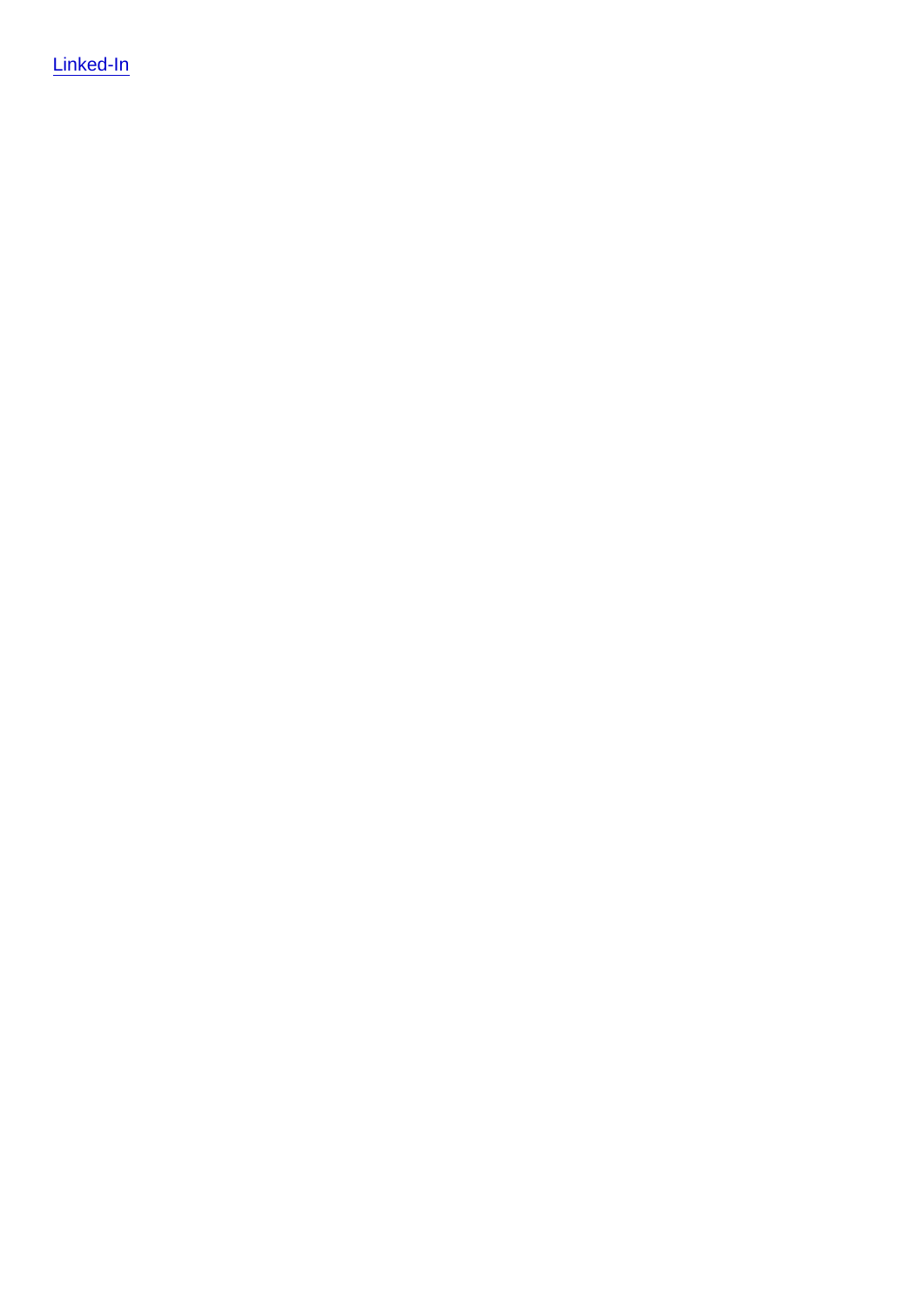[Linked-In]